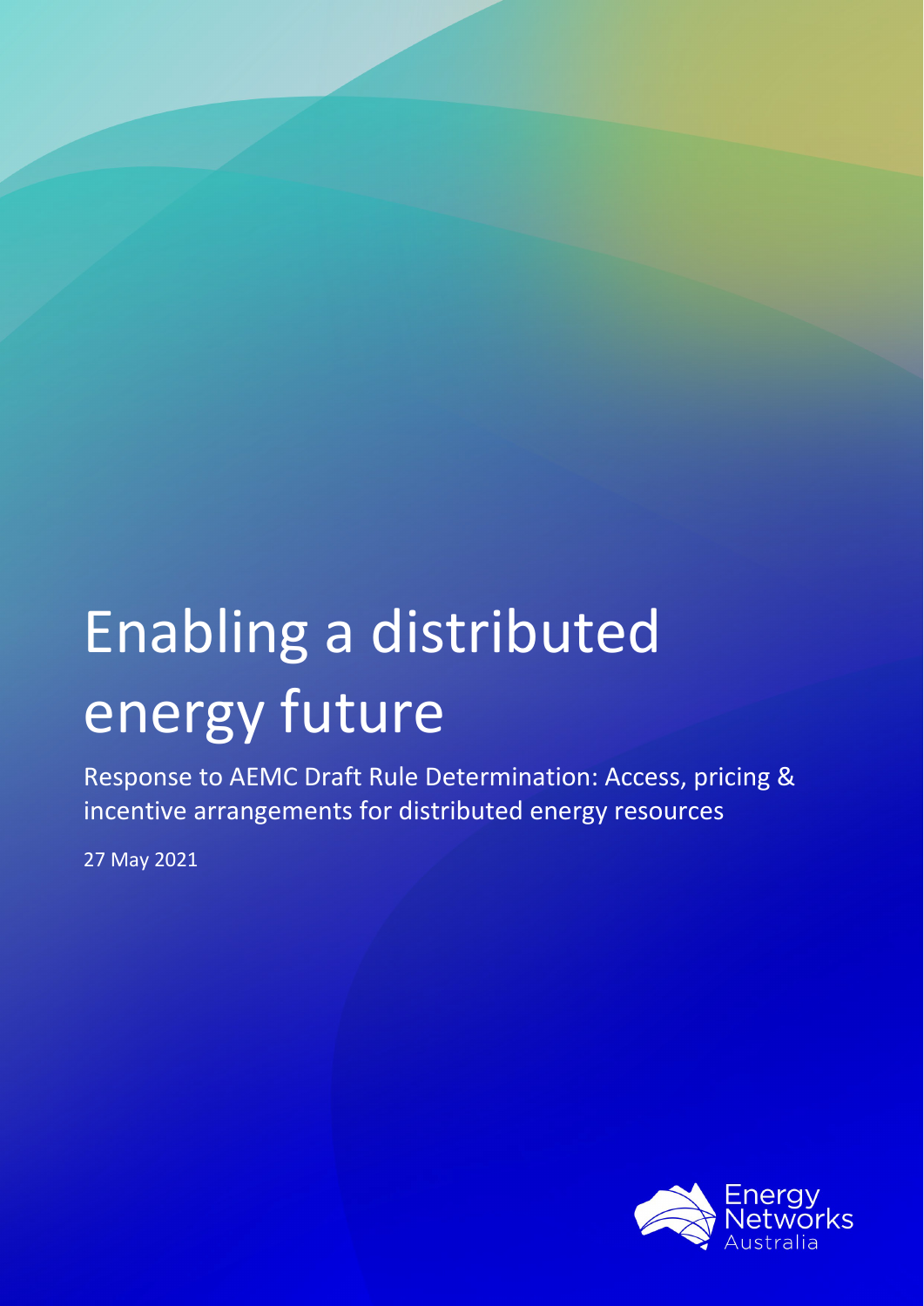# Enabling a distributed energy future

Response to AEMC Draft Rule Determination: Access, pricing & incentive arrangements for distributed energy resources

27 May 2021

Energy Networks Australia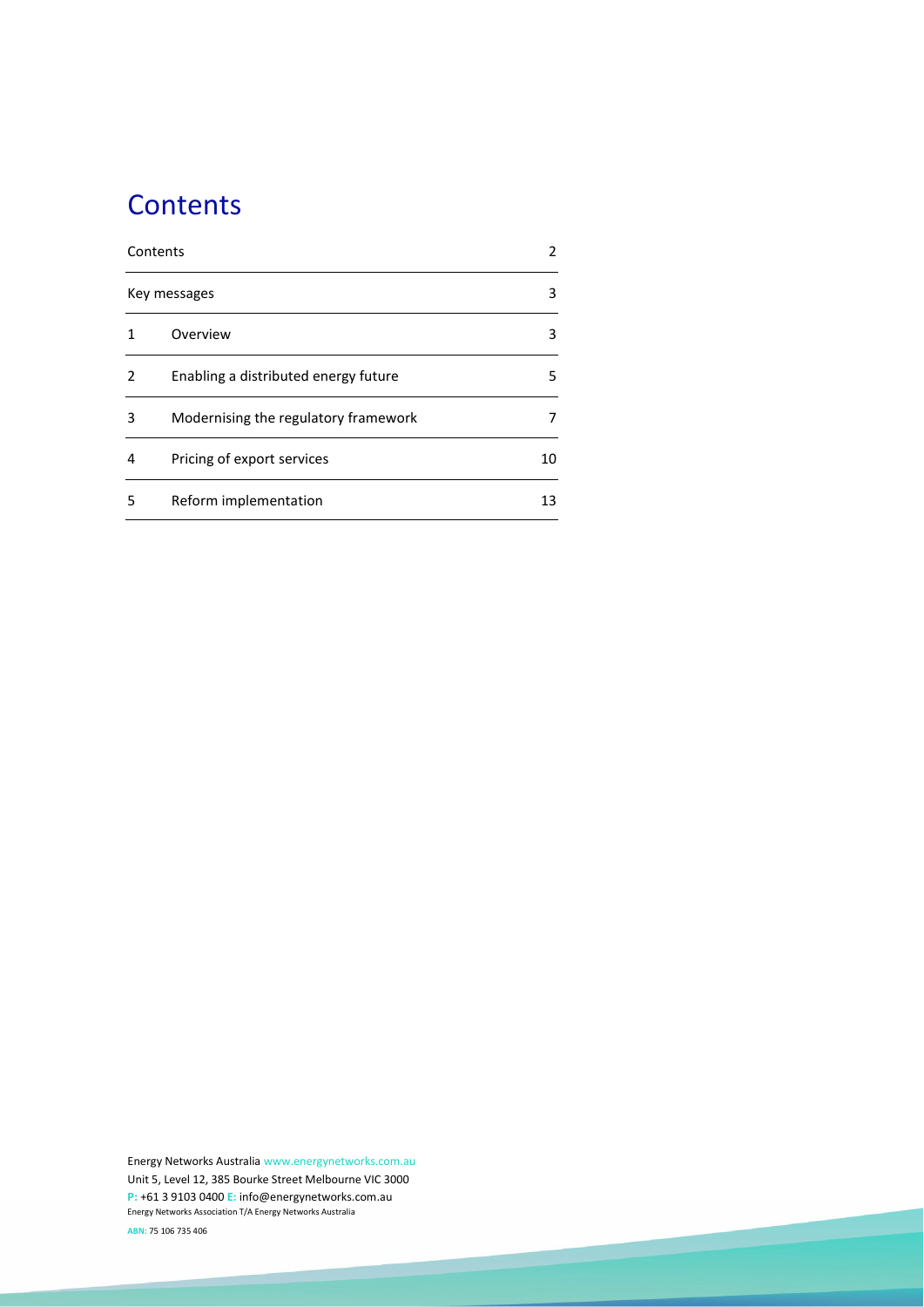# Contents

| | | |
|---|---|---|
| Contents | | 2 |
| Key messages | | 3 |
| 1 | Overview | 3 |
| 2 | Enabling a distributed energy future | 5 |
| 3 | Modernising the regulatory framework | 7 |
| 4 | Pricing of export services | 10 |
| 5 | Reform implementation | 13 |

Energy Networks Australia www.energynetworks.com.au
Unit 5, Level 12, 385 Bourke Street Melbourne VIC 3000
**P:** +61 3 9103 0400 **E:** info@energynetworks.com.au
Energy Networks Association T/A Energy Networks Australia

**ABN:** 75 106 735 406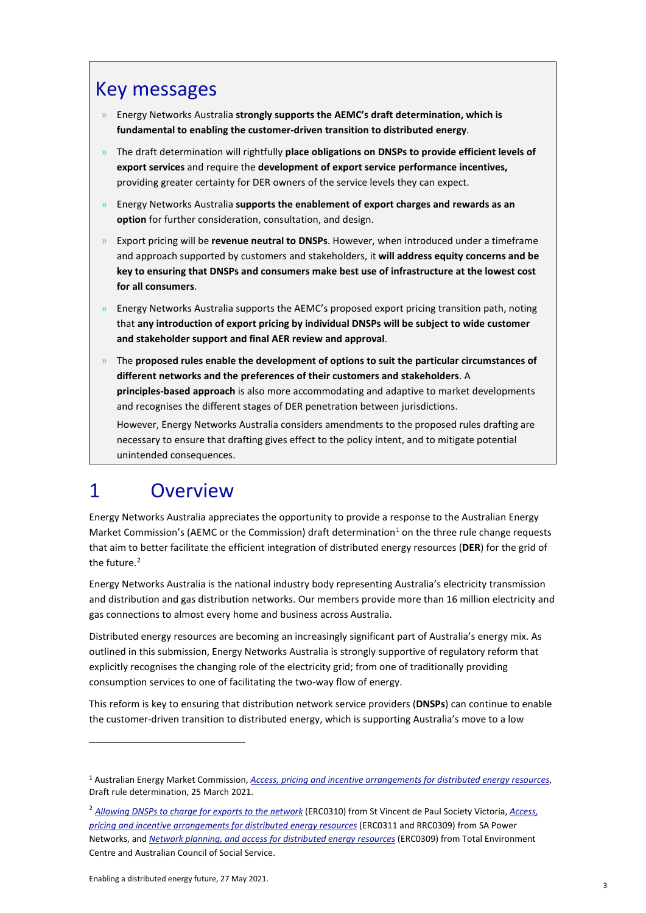## Key messages

- Energy Networks Australia **strongly supports the AEMC's draft determination, which is fundamental to enabling the customer-driven transition to distributed energy**.
- The draft determination will rightfully **place obligations on DNSPs to provide efficient levels of export services** and require the **development of export service performance incentives,** providing greater certainty for DER owners of the service levels they can expect.
- Energy Networks Australia **supports the enablement of export charges and rewards as an option** for further consideration, consultation, and design.
- Export pricing will be **revenue neutral to DNSPs**. However, when introduced under a timeframe and approach supported by customers and stakeholders, it **will address equity concerns and be key to ensuring that DNSPs and consumers make best use of infrastructure at the lowest cost for all consumers**.
- Energy Networks Australia supports the AEMC's proposed export pricing transition path, noting that **any introduction of export pricing by individual DNSPs will be subject to wide customer and stakeholder support and final AER review and approval**.
- The **proposed rules enable the development of options to suit the particular circumstances of different networks and the preferences of their customers and stakeholders**. A **principles-based approach** is also more accommodating and adaptive to market developments and recognises the different stages of DER penetration between jurisdictions.

  However, Energy Networks Australia considers amendments to the proposed rules drafting are necessary to ensure that drafting gives effect to the policy intent, and to mitigate potential unintended consequences.

# 1 Overview

Energy Networks Australia appreciates the opportunity to provide a response to the Australian Energy Market Commission's (AEMC or the Commission) draft determination[1] on the three rule change requests that aim to better facilitate the efficient integration of distributed energy resources (**DER**) for the grid of the future.[2]

Energy Networks Australia is the national industry body representing Australia's electricity transmission and distribution and gas distribution networks. Our members provide more than 16 million electricity and gas connections to almost every home and business across Australia.

Distributed energy resources are becoming an increasingly significant part of Australia's energy mix. As outlined in this submission, Energy Networks Australia is strongly supportive of regulatory reform that explicitly recognises the changing role of the electricity grid; from one of traditionally providing consumption services to one of facilitating the two-way flow of energy.

This reform is key to ensuring that distribution network service providers (**DNSPs**) can continue to enable the customer-driven transition to distributed energy, which is supporting Australia's move to a low

---

[1] Australian Energy Market Commission, *Access, pricing and incentive arrangements for distributed energy resources*, Draft rule determination, 25 March 2021.

[2] *Allowing DNSPs to charge for exports to the network* (ERC0310) from St Vincent de Paul Society Victoria, *Access, pricing and incentive arrangements for distributed energy resources* (ERC0311 and RRC0309) from SA Power Networks, and *Network planning, and access for distributed energy resources* (ERC0309) from Total Environment Centre and Australian Council of Social Service.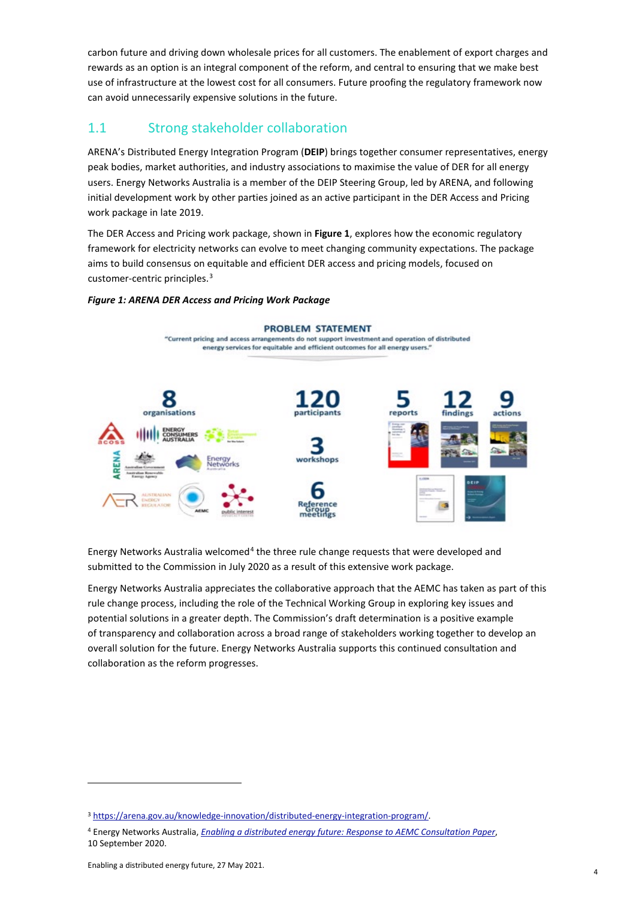carbon future and driving down wholesale prices for all customers. The enablement of export charges and rewards as an option is an integral component of the reform, and central to ensuring that we make best use of infrastructure at the lowest cost for all consumers. Future proofing the regulatory framework now can avoid unnecessarily expensive solutions in the future.

## 1.1 Strong stakeholder collaboration

ARENA's Distributed Energy Integration Program (**DEIP**) brings together consumer representatives, energy peak bodies, market authorities, and industry associations to maximise the value of DER for all energy users. Energy Networks Australia is a member of the DEIP Steering Group, led by ARENA, and following initial development work by other parties joined as an active participant in the DER Access and Pricing work package in late 2019.

The DER Access and Pricing work package, shown in **Figure 1**, explores how the economic regulatory framework for electricity networks can evolve to meet changing community expectations. The package aims to build consensus on equitable and efficient DER access and pricing models, focused on customer-centric principles.[3]

***Figure 1: ARENA DER Access and Pricing Work Package***

PROBLEM STATEMENT

"Current pricing and access arrangements do not support investment and operation of distributed energy services for equitable and efficient outcomes for all energy users."

8 organisations | 120 participants | 3 workshops | 6 Reference Group meetings | 5 reports | 12 findings | 9 actions

Energy Networks Australia welcomed[4] the three rule change requests that were developed and submitted to the Commission in July 2020 as a result of this extensive work package.

Energy Networks Australia appreciates the collaborative approach that the AEMC has taken as part of this rule change process, including the role of the Technical Working Group in exploring key issues and potential solutions in a greater depth. The Commission's draft determination is a positive example of transparency and collaboration across a broad range of stakeholders working together to develop an overall solution for the future. Energy Networks Australia supports this continued consultation and collaboration as the reform progresses.

---

[3] https://arena.gov.au/knowledge-innovation/distributed-energy-integration-program/.

[4] Energy Networks Australia, *Enabling a distributed energy future: Response to AEMC Consultation Paper*, 10 September 2020.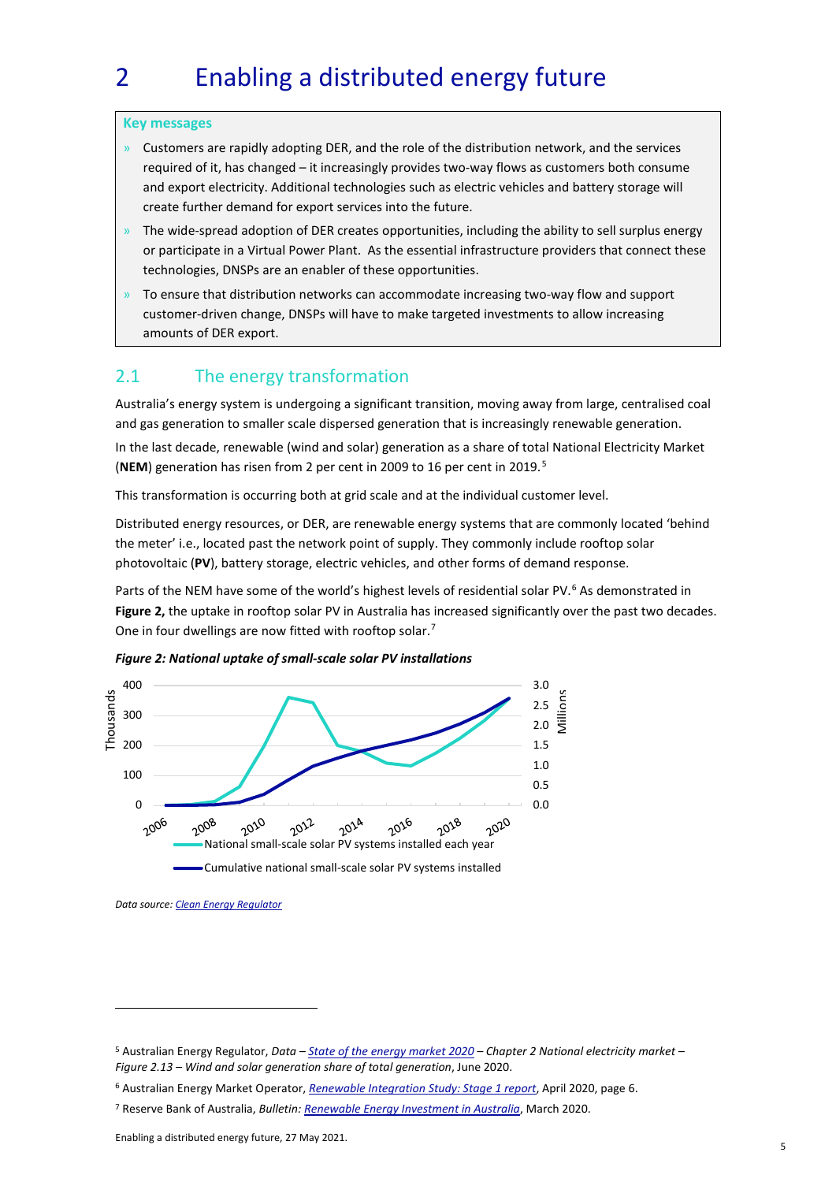# 2 Enabling a distributed energy future

**Key messages**

- Customers are rapidly adopting DER, and the role of the distribution network, and the services required of it, has changed – it increasingly provides two-way flows as customers both consume and export electricity. Additional technologies such as electric vehicles and battery storage will create further demand for export services into the future.
- The wide-spread adoption of DER creates opportunities, including the ability to sell surplus energy or participate in a Virtual Power Plant. As the essential infrastructure providers that connect these technologies, DNSPs are an enabler of these opportunities.
- To ensure that distribution networks can accommodate increasing two-way flow and support customer-driven change, DNSPs will have to make targeted investments to allow increasing amounts of DER export.

## 2.1 The energy transformation

Australia's energy system is undergoing a significant transition, moving away from large, centralised coal and gas generation to smaller scale dispersed generation that is increasingly renewable generation.

In the last decade, renewable (wind and solar) generation as a share of total National Electricity Market (**NEM**) generation has risen from 2 per cent in 2009 to 16 per cent in 2019.[5]

This transformation is occurring both at grid scale and at the individual customer level.

Distributed energy resources, or DER, are renewable energy systems that are commonly located 'behind the meter' i.e., located past the network point of supply. They commonly include rooftop solar photovoltaic (**PV**), battery storage, electric vehicles, and other forms of demand response.

Parts of the NEM have some of the world's highest levels of residential solar PV.[6] As demonstrated in **Figure 2,** the uptake in rooftop solar PV in Australia has increased significantly over the past two decades. One in four dwellings are now fitted with rooftop solar.[7]

***Figure 2: National uptake of small-scale solar PV installations***

*Data source: Clean Energy Regulator*

[5] Australian Energy Regulator, *Data – State of the energy market 2020 – Chapter 2 National electricity market – Figure 2.13 – Wind and solar generation share of total generation*, June 2020.

[6] Australian Energy Market Operator, *Renewable Integration Study: Stage 1 report*, April 2020, page 6.

[7] Reserve Bank of Australia, *Bulletin: Renewable Energy Investment in Australia*, March 2020.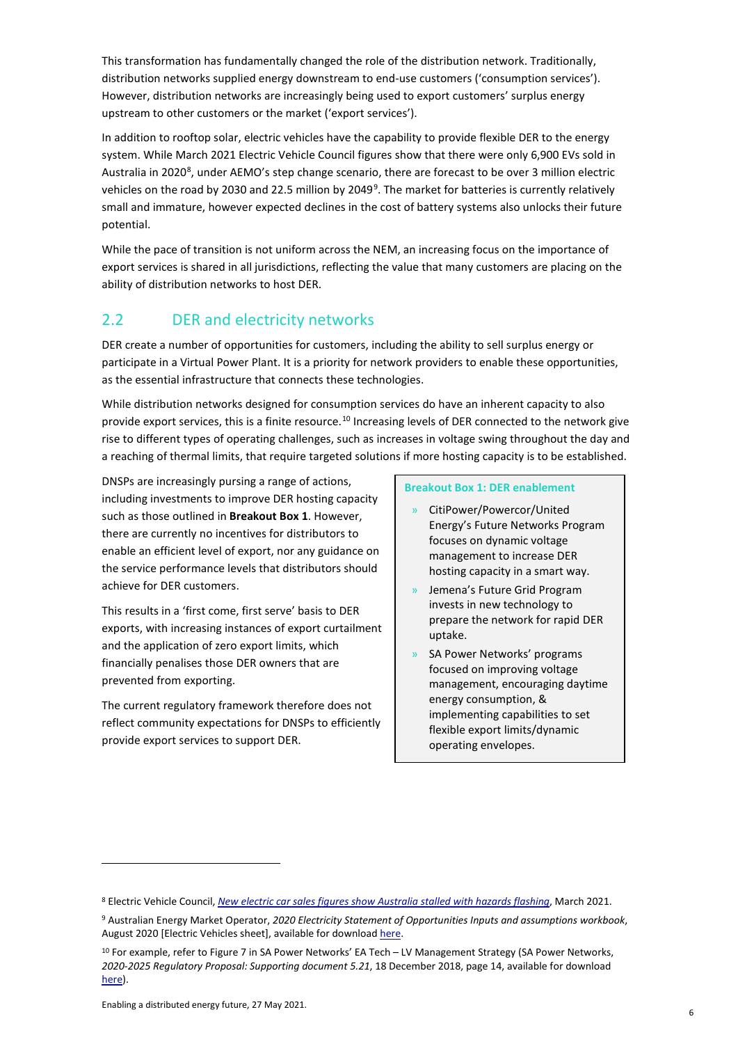This transformation has fundamentally changed the role of the distribution network. Traditionally, distribution networks supplied energy downstream to end-use customers ('consumption services'). However, distribution networks are increasingly being used to export customers' surplus energy upstream to other customers or the market ('export services').

In addition to rooftop solar, electric vehicles have the capability to provide flexible DER to the energy system. While March 2021 Electric Vehicle Council figures show that there were only 6,900 EVs sold in Australia in 2020[8], under AEMO's step change scenario, there are forecast to be over 3 million electric vehicles on the road by 2030 and 22.5 million by 2049[9]. The market for batteries is currently relatively small and immature, however expected declines in the cost of battery systems also unlocks their future potential.

While the pace of transition is not uniform across the NEM, an increasing focus on the importance of export services is shared in all jurisdictions, reflecting the value that many customers are placing on the ability of distribution networks to host DER.

## 2.2 DER and electricity networks

DER create a number of opportunities for customers, including the ability to sell surplus energy or participate in a Virtual Power Plant. It is a priority for network providers to enable these opportunities, as the essential infrastructure that connects these technologies.

While distribution networks designed for consumption services do have an inherent capacity to also provide export services, this is a finite resource.[10] Increasing levels of DER connected to the network give rise to different types of operating challenges, such as increases in voltage swing throughout the day and a reaching of thermal limits, that require targeted solutions if more hosting capacity is to be established.

DNSPs are increasingly pursing a range of actions, including investments to improve DER hosting capacity such as those outlined in **Breakout Box 1**. However, there are currently no incentives for distributors to enable an efficient level of export, nor any guidance on the service performance levels that distributors should achieve for DER customers.

This results in a 'first come, first serve' basis to DER exports, with increasing instances of export curtailment and the application of zero export limits, which financially penalises those DER owners that are prevented from exporting.

The current regulatory framework therefore does not reflect community expectations for DNSPs to efficiently provide export services to support DER.

> **Breakout Box 1: DER enablement**
>
> - CitiPower/Powercor/United Energy's Future Networks Program focuses on dynamic voltage management to increase DER hosting capacity in a smart way.
> - Jemena's Future Grid Program invests in new technology to prepare the network for rapid DER uptake.
> - SA Power Networks' programs focused on improving voltage management, encouraging daytime energy consumption, & implementing capabilities to set flexible export limits/dynamic operating envelopes.

---

[8] Electric Vehicle Council, *New electric car sales figures show Australia stalled with hazards flashing*, March 2021.

[9] Australian Energy Market Operator, *2020 Electricity Statement of Opportunities Inputs and assumptions workbook*, August 2020 [Electric Vehicles sheet], available for download here.

[10] For example, refer to Figure 7 in SA Power Networks' EA Tech – LV Management Strategy (SA Power Networks, *2020-2025 Regulatory Proposal: Supporting document 5.21*, 18 December 2018, page 14, available for download here).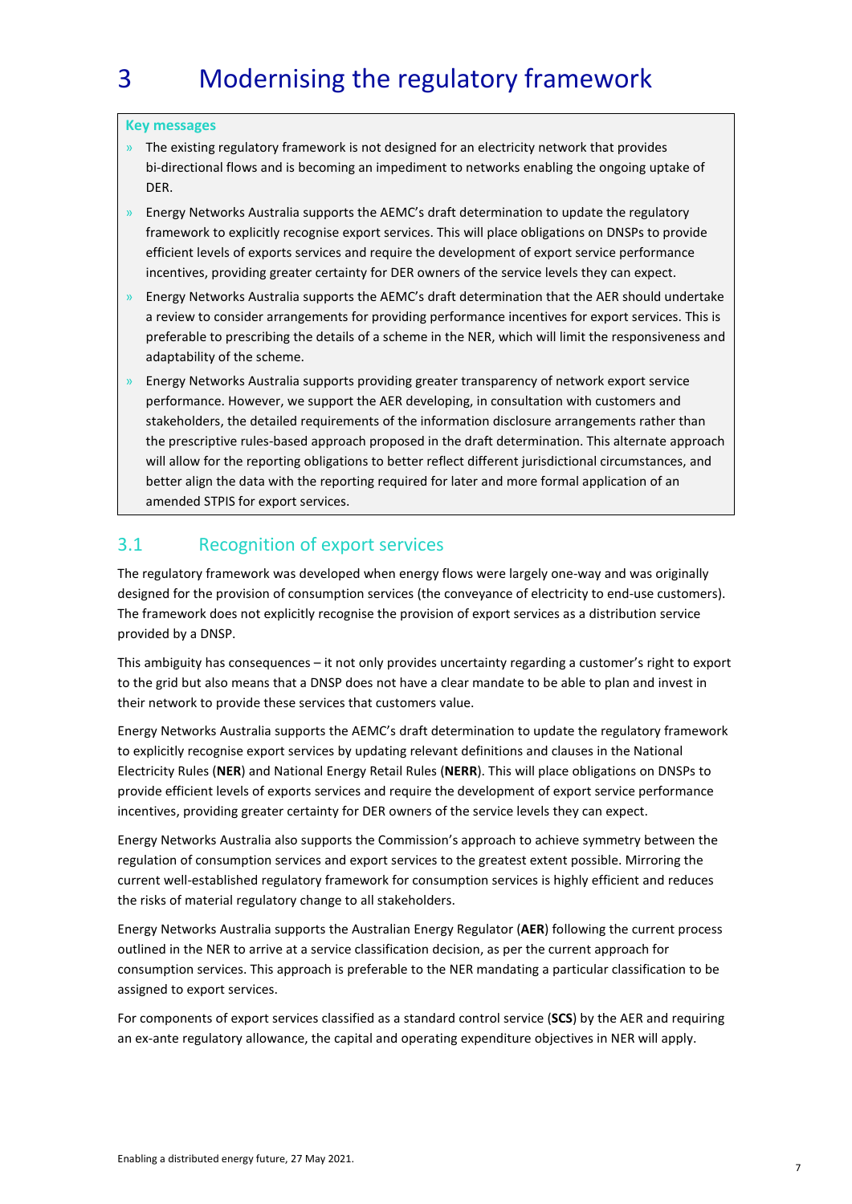# 3 Modernising the regulatory framework

**Key messages**

- The existing regulatory framework is not designed for an electricity network that provides bi-directional flows and is becoming an impediment to networks enabling the ongoing uptake of DER.
- Energy Networks Australia supports the AEMC's draft determination to update the regulatory framework to explicitly recognise export services. This will place obligations on DNSPs to provide efficient levels of exports services and require the development of export service performance incentives, providing greater certainty for DER owners of the service levels they can expect.
- Energy Networks Australia supports the AEMC's draft determination that the AER should undertake a review to consider arrangements for providing performance incentives for export services. This is preferable to prescribing the details of a scheme in the NER, which will limit the responsiveness and adaptability of the scheme.
- Energy Networks Australia supports providing greater transparency of network export service performance. However, we support the AER developing, in consultation with customers and stakeholders, the detailed requirements of the information disclosure arrangements rather than the prescriptive rules-based approach proposed in the draft determination. This alternate approach will allow for the reporting obligations to better reflect different jurisdictional circumstances, and better align the data with the reporting required for later and more formal application of an amended STPIS for export services.

## 3.1 Recognition of export services

The regulatory framework was developed when energy flows were largely one-way and was originally designed for the provision of consumption services (the conveyance of electricity to end-use customers). The framework does not explicitly recognise the provision of export services as a distribution service provided by a DNSP.

This ambiguity has consequences – it not only provides uncertainty regarding a customer's right to export to the grid but also means that a DNSP does not have a clear mandate to be able to plan and invest in their network to provide these services that customers value.

Energy Networks Australia supports the AEMC's draft determination to update the regulatory framework to explicitly recognise export services by updating relevant definitions and clauses in the National Electricity Rules (**NER**) and National Energy Retail Rules (**NERR**). This will place obligations on DNSPs to provide efficient levels of exports services and require the development of export service performance incentives, providing greater certainty for DER owners of the service levels they can expect.

Energy Networks Australia also supports the Commission's approach to achieve symmetry between the regulation of consumption services and export services to the greatest extent possible. Mirroring the current well-established regulatory framework for consumption services is highly efficient and reduces the risks of material regulatory change to all stakeholders.

Energy Networks Australia supports the Australian Energy Regulator (**AER**) following the current process outlined in the NER to arrive at a service classification decision, as per the current approach for consumption services. This approach is preferable to the NER mandating a particular classification to be assigned to export services.

For components of export services classified as a standard control service (**SCS**) by the AER and requiring an ex-ante regulatory allowance, the capital and operating expenditure objectives in NER will apply.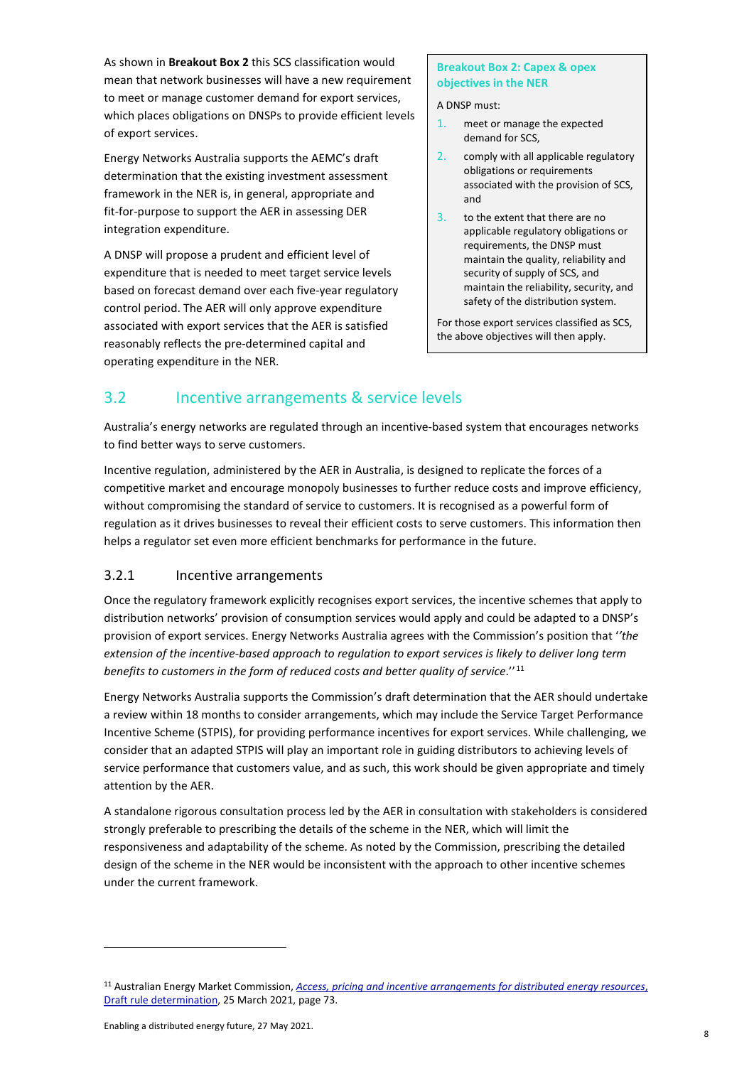As shown in **Breakout Box 2** this SCS classification would mean that network businesses will have a new requirement to meet or manage customer demand for export services, which places obligations on DNSPs to provide efficient levels of export services.

Energy Networks Australia supports the AEMC's draft determination that the existing investment assessment framework in the NER is, in general, appropriate and fit-for-purpose to support the AER in assessing DER integration expenditure.

A DNSP will propose a prudent and efficient level of expenditure that is needed to meet target service levels based on forecast demand over each five-year regulatory control period. The AER will only approve expenditure associated with export services that the AER is satisfied reasonably reflects the pre-determined capital and operating expenditure in the NER.

> **Breakout Box 2: Capex & opex objectives in the NER**
>
> A DNSP must:
>
> 1. meet or manage the expected demand for SCS,
> 2. comply with all applicable regulatory obligations or requirements associated with the provision of SCS, and
> 3. to the extent that there are no applicable regulatory obligations or requirements, the DNSP must maintain the quality, reliability and security of supply of SCS, and maintain the reliability, security, and safety of the distribution system.
>
> For those export services classified as SCS, the above objectives will then apply.

## 3.2 Incentive arrangements & service levels

Australia's energy networks are regulated through an incentive-based system that encourages networks to find better ways to serve customers.

Incentive regulation, administered by the AER in Australia, is designed to replicate the forces of a competitive market and encourage monopoly businesses to further reduce costs and improve efficiency, without compromising the standard of service to customers. It is recognised as a powerful form of regulation as it drives businesses to reveal their efficient costs to serve customers. This information then helps a regulator set even more efficient benchmarks for performance in the future.

### 3.2.1 Incentive arrangements

Once the regulatory framework explicitly recognises export services, the incentive schemes that apply to distribution networks' provision of consumption services would apply and could be adapted to a DNSP's provision of export services. Energy Networks Australia agrees with the Commission's position that ''*the extension of the incentive-based approach to regulation to export services is likely to deliver long term benefits to customers in the form of reduced costs and better quality of service*.''[11]

Energy Networks Australia supports the Commission's draft determination that the AER should undertake a review within 18 months to consider arrangements, which may include the Service Target Performance Incentive Scheme (STPIS), for providing performance incentives for export services. While challenging, we consider that an adapted STPIS will play an important role in guiding distributors to achieving levels of service performance that customers value, and as such, this work should be given appropriate and timely attention by the AER.

A standalone rigorous consultation process led by the AER in consultation with stakeholders is considered strongly preferable to prescribing the details of the scheme in the NER, which will limit the responsiveness and adaptability of the scheme. As noted by the Commission, prescribing the detailed design of the scheme in the NER would be inconsistent with the approach to other incentive schemes under the current framework.

[11] Australian Energy Market Commission, *Access, pricing and incentive arrangements for distributed energy resources*, Draft rule determination, 25 March 2021, page 73.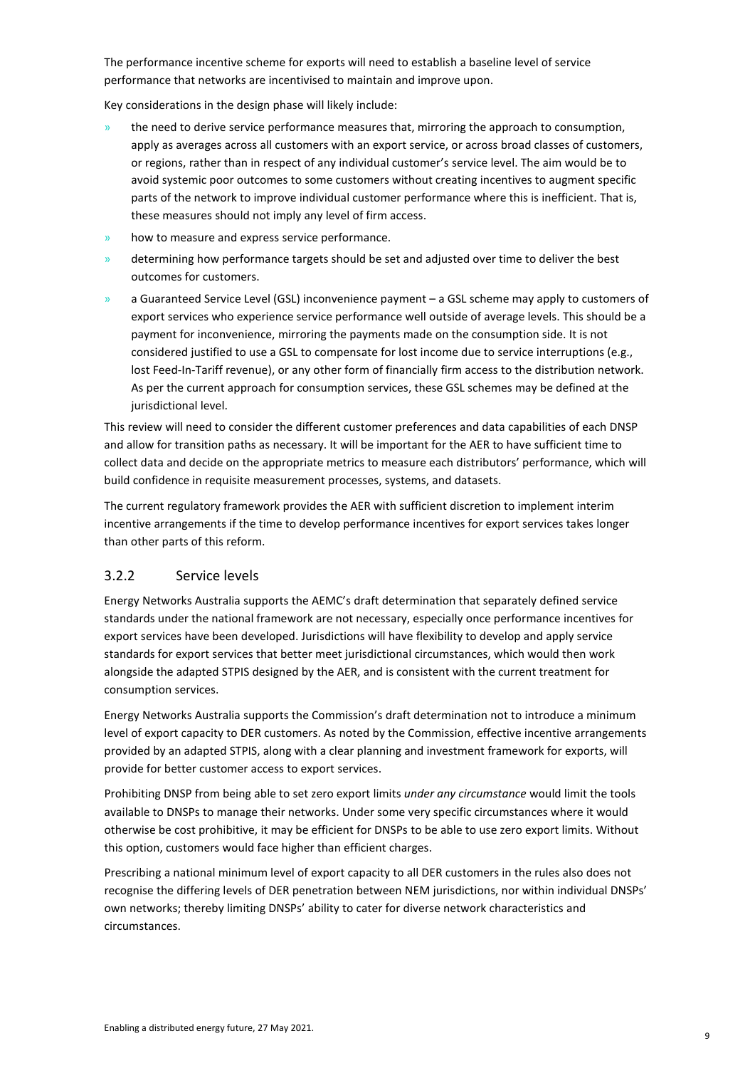The performance incentive scheme for exports will need to establish a baseline level of service performance that networks are incentivised to maintain and improve upon.

Key considerations in the design phase will likely include:

- the need to derive service performance measures that, mirroring the approach to consumption, apply as averages across all customers with an export service, or across broad classes of customers, or regions, rather than in respect of any individual customer's service level. The aim would be to avoid systemic poor outcomes to some customers without creating incentives to augment specific parts of the network to improve individual customer performance where this is inefficient. That is, these measures should not imply any level of firm access.
- how to measure and express service performance.
- determining how performance targets should be set and adjusted over time to deliver the best outcomes for customers.
- a Guaranteed Service Level (GSL) inconvenience payment – a GSL scheme may apply to customers of export services who experience service performance well outside of average levels. This should be a payment for inconvenience, mirroring the payments made on the consumption side. It is not considered justified to use a GSL to compensate for lost income due to service interruptions (e.g., lost Feed-In-Tariff revenue), or any other form of financially firm access to the distribution network. As per the current approach for consumption services, these GSL schemes may be defined at the jurisdictional level.

This review will need to consider the different customer preferences and data capabilities of each DNSP and allow for transition paths as necessary. It will be important for the AER to have sufficient time to collect data and decide on the appropriate metrics to measure each distributors' performance, which will build confidence in requisite measurement processes, systems, and datasets.

The current regulatory framework provides the AER with sufficient discretion to implement interim incentive arrangements if the time to develop performance incentives for export services takes longer than other parts of this reform.

### 3.2.2 Service levels

Energy Networks Australia supports the AEMC's draft determination that separately defined service standards under the national framework are not necessary, especially once performance incentives for export services have been developed. Jurisdictions will have flexibility to develop and apply service standards for export services that better meet jurisdictional circumstances, which would then work alongside the adapted STPIS designed by the AER, and is consistent with the current treatment for consumption services.

Energy Networks Australia supports the Commission's draft determination not to introduce a minimum level of export capacity to DER customers. As noted by the Commission, effective incentive arrangements provided by an adapted STPIS, along with a clear planning and investment framework for exports, will provide for better customer access to export services.

Prohibiting DNSP from being able to set zero export limits *under any circumstance* would limit the tools available to DNSPs to manage their networks. Under some very specific circumstances where it would otherwise be cost prohibitive, it may be efficient for DNSPs to be able to use zero export limits. Without this option, customers would face higher than efficient charges.

Prescribing a national minimum level of export capacity to all DER customers in the rules also does not recognise the differing levels of DER penetration between NEM jurisdictions, nor within individual DNSPs' own networks; thereby limiting DNSPs' ability to cater for diverse network characteristics and circumstances.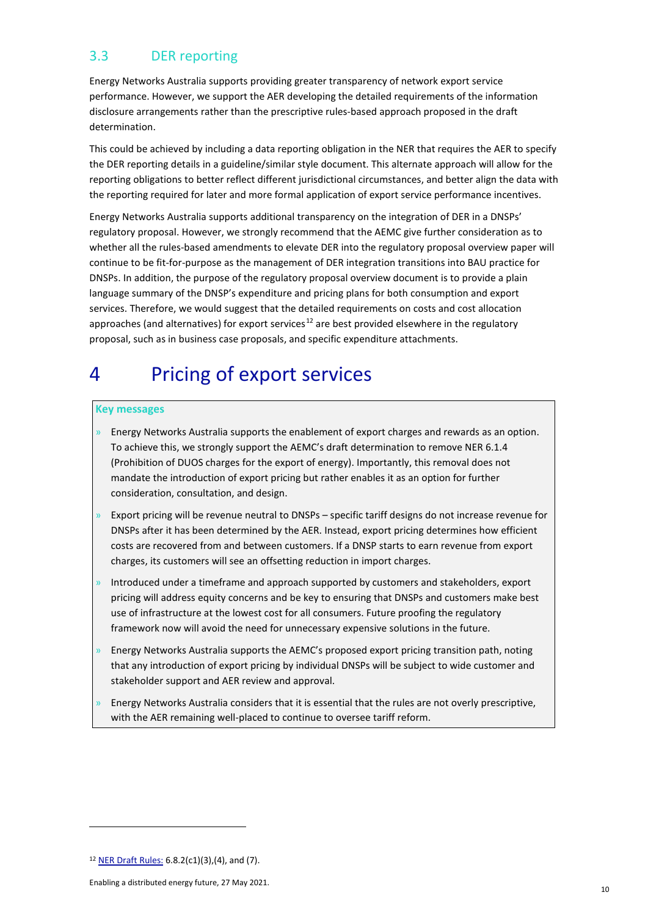## 3.3 DER reporting

Energy Networks Australia supports providing greater transparency of network export service performance. However, we support the AER developing the detailed requirements of the information disclosure arrangements rather than the prescriptive rules-based approach proposed in the draft determination.

This could be achieved by including a data reporting obligation in the NER that requires the AER to specify the DER reporting details in a guideline/similar style document. This alternate approach will allow for the reporting obligations to better reflect different jurisdictional circumstances, and better align the data with the reporting required for later and more formal application of export service performance incentives.

Energy Networks Australia supports additional transparency on the integration of DER in a DNSPs' regulatory proposal. However, we strongly recommend that the AEMC give further consideration as to whether all the rules-based amendments to elevate DER into the regulatory proposal overview paper will continue to be fit-for-purpose as the management of DER integration transitions into BAU practice for DNSPs. In addition, the purpose of the regulatory proposal overview document is to provide a plain language summary of the DNSP's expenditure and pricing plans for both consumption and export services. Therefore, we would suggest that the detailed requirements on costs and cost allocation approaches (and alternatives) for export services[12] are best provided elsewhere in the regulatory proposal, such as in business case proposals, and specific expenditure attachments.

# 4 Pricing of export services

**Key messages**

- Energy Networks Australia supports the enablement of export charges and rewards as an option. To achieve this, we strongly support the AEMC's draft determination to remove NER 6.1.4 (Prohibition of DUOS charges for the export of energy). Importantly, this removal does not mandate the introduction of export pricing but rather enables it as an option for further consideration, consultation, and design.
- Export pricing will be revenue neutral to DNSPs – specific tariff designs do not increase revenue for DNSPs after it has been determined by the AER. Instead, export pricing determines how efficient costs are recovered from and between customers. If a DNSP starts to earn revenue from export charges, its customers will see an offsetting reduction in import charges.
- Introduced under a timeframe and approach supported by customers and stakeholders, export pricing will address equity concerns and be key to ensuring that DNSPs and customers make best use of infrastructure at the lowest cost for all consumers. Future proofing the regulatory framework now will avoid the need for unnecessary expensive solutions in the future.
- Energy Networks Australia supports the AEMC's proposed export pricing transition path, noting that any introduction of export pricing by individual DNSPs will be subject to wide customer and stakeholder support and AER review and approval.
- Energy Networks Australia considers that it is essential that the rules are not overly prescriptive, with the AER remaining well-placed to continue to oversee tariff reform.

[12] NER Draft Rules: 6.8.2(c1)(3),(4), and (7).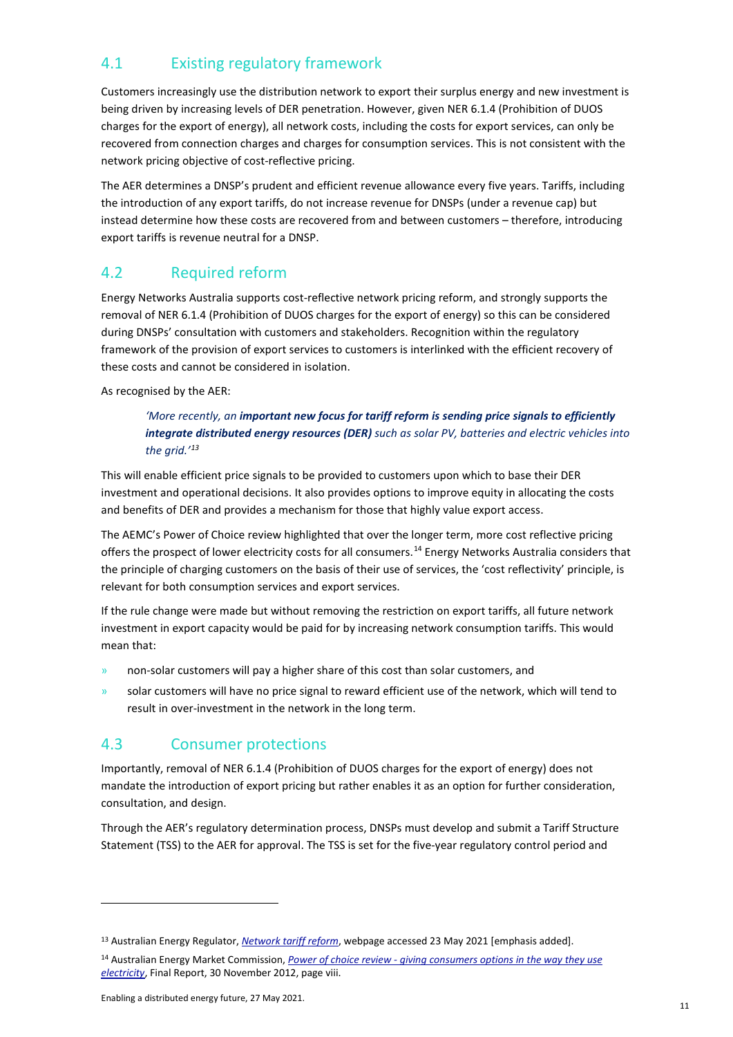## 4.1 Existing regulatory framework

Customers increasingly use the distribution network to export their surplus energy and new investment is being driven by increasing levels of DER penetration. However, given NER 6.1.4 (Prohibition of DUOS charges for the export of energy), all network costs, including the costs for export services, can only be recovered from connection charges and charges for consumption services. This is not consistent with the network pricing objective of cost-reflective pricing.

The AER determines a DNSP's prudent and efficient revenue allowance every five years. Tariffs, including the introduction of any export tariffs, do not increase revenue for DNSPs (under a revenue cap) but instead determine how these costs are recovered from and between customers – therefore, introducing export tariffs is revenue neutral for a DNSP.

## 4.2 Required reform

Energy Networks Australia supports cost-reflective network pricing reform, and strongly supports the removal of NER 6.1.4 (Prohibition of DUOS charges for the export of energy) so this can be considered during DNSPs' consultation with customers and stakeholders. Recognition within the regulatory framework of the provision of export services to customers is interlinked with the efficient recovery of these costs and cannot be considered in isolation.

As recognised by the AER:

> *'More recently, an **important new focus for tariff reform is sending price signals to efficiently integrate distributed energy resources (DER)** such as solar PV, batteries and electric vehicles into the grid.'*[13]

This will enable efficient price signals to be provided to customers upon which to base their DER investment and operational decisions. It also provides options to improve equity in allocating the costs and benefits of DER and provides a mechanism for those that highly value export access.

The AEMC's Power of Choice review highlighted that over the longer term, more cost reflective pricing offers the prospect of lower electricity costs for all consumers.[14] Energy Networks Australia considers that the principle of charging customers on the basis of their use of services, the 'cost reflectivity' principle, is relevant for both consumption services and export services.

If the rule change were made but without removing the restriction on export tariffs, all future network investment in export capacity would be paid for by increasing network consumption tariffs. This would mean that:

- non-solar customers will pay a higher share of this cost than solar customers, and
- solar customers will have no price signal to reward efficient use of the network, which will tend to result in over-investment in the network in the long term.

## 4.3 Consumer protections

Importantly, removal of NER 6.1.4 (Prohibition of DUOS charges for the export of energy) does not mandate the introduction of export pricing but rather enables it as an option for further consideration, consultation, and design.

Through the AER's regulatory determination process, DNSPs must develop and submit a Tariff Structure Statement (TSS) to the AER for approval. The TSS is set for the five-year regulatory control period and

---

[13] Australian Energy Regulator, *Network tariff reform*, webpage accessed 23 May 2021 [emphasis added].

[14] Australian Energy Market Commission, *Power of choice review - giving consumers options in the way they use electricity*, Final Report, 30 November 2012, page viii.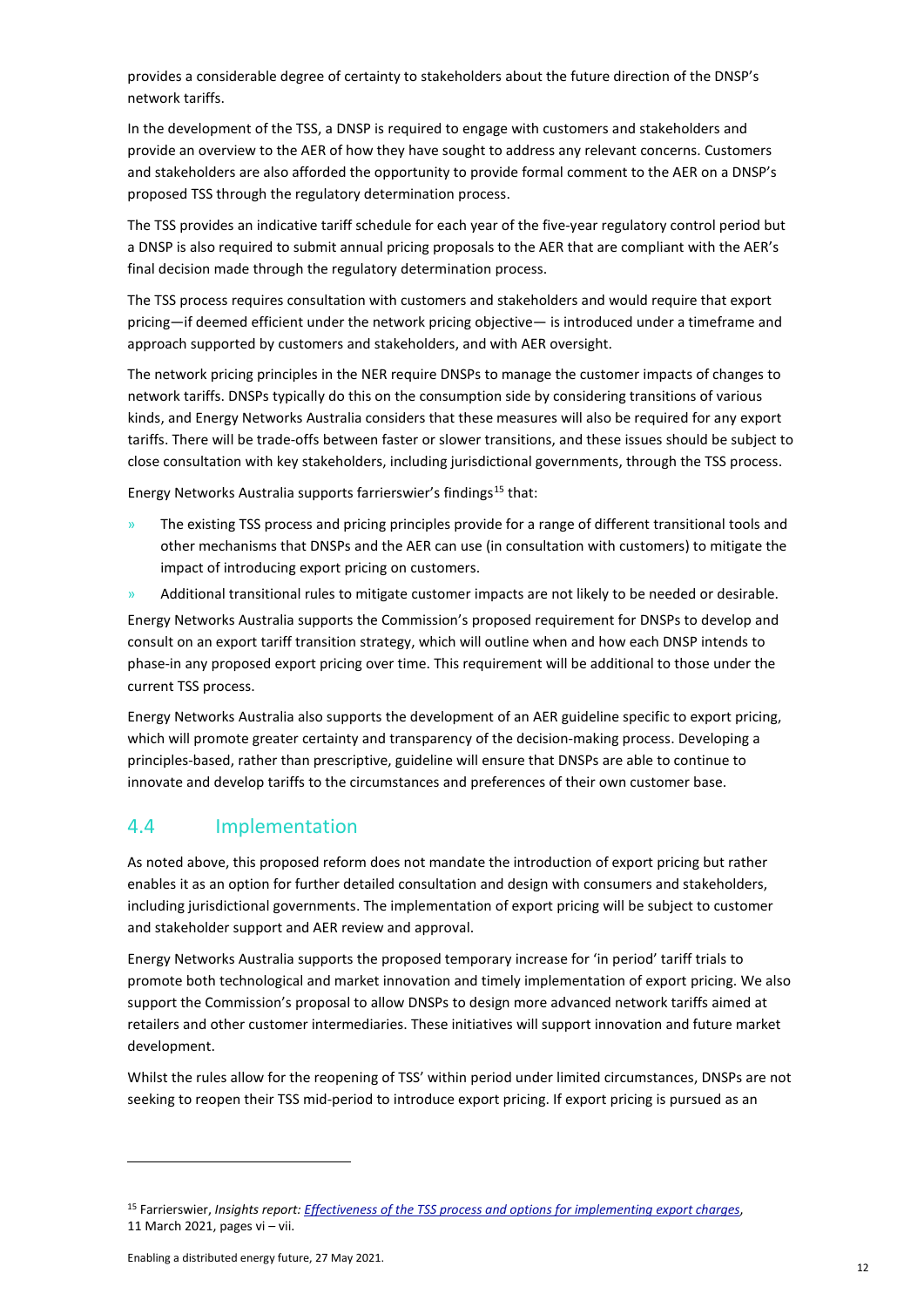provides a considerable degree of certainty to stakeholders about the future direction of the DNSP's network tariffs.

In the development of the TSS, a DNSP is required to engage with customers and stakeholders and provide an overview to the AER of how they have sought to address any relevant concerns. Customers and stakeholders are also afforded the opportunity to provide formal comment to the AER on a DNSP's proposed TSS through the regulatory determination process.

The TSS provides an indicative tariff schedule for each year of the five-year regulatory control period but a DNSP is also required to submit annual pricing proposals to the AER that are compliant with the AER's final decision made through the regulatory determination process.

The TSS process requires consultation with customers and stakeholders and would require that export pricing—if deemed efficient under the network pricing objective— is introduced under a timeframe and approach supported by customers and stakeholders, and with AER oversight.

The network pricing principles in the NER require DNSPs to manage the customer impacts of changes to network tariffs. DNSPs typically do this on the consumption side by considering transitions of various kinds, and Energy Networks Australia considers that these measures will also be required for any export tariffs. There will be trade-offs between faster or slower transitions, and these issues should be subject to close consultation with key stakeholders, including jurisdictional governments, through the TSS process.

Energy Networks Australia supports farrierswier's findings[15] that:

- The existing TSS process and pricing principles provide for a range of different transitional tools and other mechanisms that DNSPs and the AER can use (in consultation with customers) to mitigate the impact of introducing export pricing on customers.
- Additional transitional rules to mitigate customer impacts are not likely to be needed or desirable.

Energy Networks Australia supports the Commission's proposed requirement for DNSPs to develop and consult on an export tariff transition strategy, which will outline when and how each DNSP intends to phase-in any proposed export pricing over time. This requirement will be additional to those under the current TSS process.

Energy Networks Australia also supports the development of an AER guideline specific to export pricing, which will promote greater certainty and transparency of the decision-making process. Developing a principles-based, rather than prescriptive, guideline will ensure that DNSPs are able to continue to innovate and develop tariffs to the circumstances and preferences of their own customer base.

## 4.4 Implementation

As noted above, this proposed reform does not mandate the introduction of export pricing but rather enables it as an option for further detailed consultation and design with consumers and stakeholders, including jurisdictional governments. The implementation of export pricing will be subject to customer and stakeholder support and AER review and approval.

Energy Networks Australia supports the proposed temporary increase for 'in period' tariff trials to promote both technological and market innovation and timely implementation of export pricing. We also support the Commission's proposal to allow DNSPs to design more advanced network tariffs aimed at retailers and other customer intermediaries. These initiatives will support innovation and future market development.

Whilst the rules allow for the reopening of TSS' within period under limited circumstances, DNSPs are not seeking to reopen their TSS mid-period to introduce export pricing. If export pricing is pursued as an

---

[15] Farrierswier, *Insights report: Effectiveness of the TSS process and options for implementing export charges*, 11 March 2021, pages vi – vii.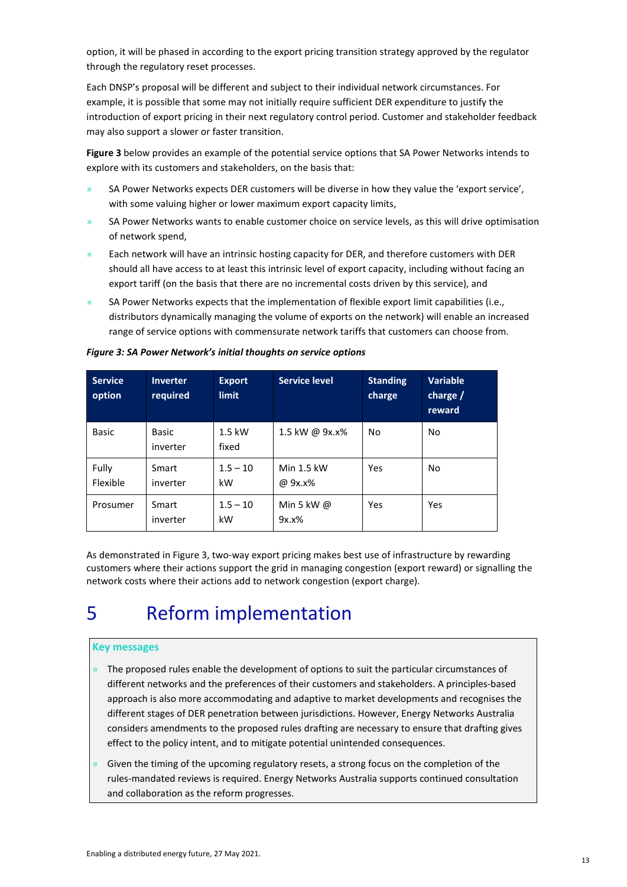option, it will be phased in according to the export pricing transition strategy approved by the regulator through the regulatory reset processes.

Each DNSP's proposal will be different and subject to their individual network circumstances. For example, it is possible that some may not initially require sufficient DER expenditure to justify the introduction of export pricing in their next regulatory control period. Customer and stakeholder feedback may also support a slower or faster transition.

**Figure 3** below provides an example of the potential service options that SA Power Networks intends to explore with its customers and stakeholders, on the basis that:

- SA Power Networks expects DER customers will be diverse in how they value the 'export service', with some valuing higher or lower maximum export capacity limits,
- SA Power Networks wants to enable customer choice on service levels, as this will drive optimisation of network spend,
- Each network will have an intrinsic hosting capacity for DER, and therefore customers with DER should all have access to at least this intrinsic level of export capacity, including without facing an export tariff (on the basis that there are no incremental costs driven by this service), and
- SA Power Networks expects that the implementation of flexible export limit capabilities (i.e., distributors dynamically managing the volume of exports on the network) will enable an increased range of service options with commensurate network tariffs that customers can choose from.

***Figure 3: SA Power Network's initial thoughts on service options***

| Service option | Inverter required | Export limit | Service level | Standing charge | Variable charge / reward |
|---|---|---|---|---|---|
| Basic | Basic inverter | 1.5 kW fixed | 1.5 kW @ 9x.x% | No | No |
| Fully Flexible | Smart inverter | 1.5 – 10 kW | Min 1.5 kW @ 9x.x% | Yes | No |
| Prosumer | Smart inverter | 1.5 – 10 kW | Min 5 kW @ 9x.x% | Yes | Yes |

As demonstrated in Figure 3, two-way export pricing makes best use of infrastructure by rewarding customers where their actions support the grid in managing congestion (export reward) or signalling the network costs where their actions add to network congestion (export charge).

# 5 Reform implementation

**Key messages**

- The proposed rules enable the development of options to suit the particular circumstances of different networks and the preferences of their customers and stakeholders. A principles-based approach is also more accommodating and adaptive to market developments and recognises the different stages of DER penetration between jurisdictions. However, Energy Networks Australia considers amendments to the proposed rules drafting are necessary to ensure that drafting gives effect to the policy intent, and to mitigate potential unintended consequences.
- Given the timing of the upcoming regulatory resets, a strong focus on the completion of the rules-mandated reviews is required. Energy Networks Australia supports continued consultation and collaboration as the reform progresses.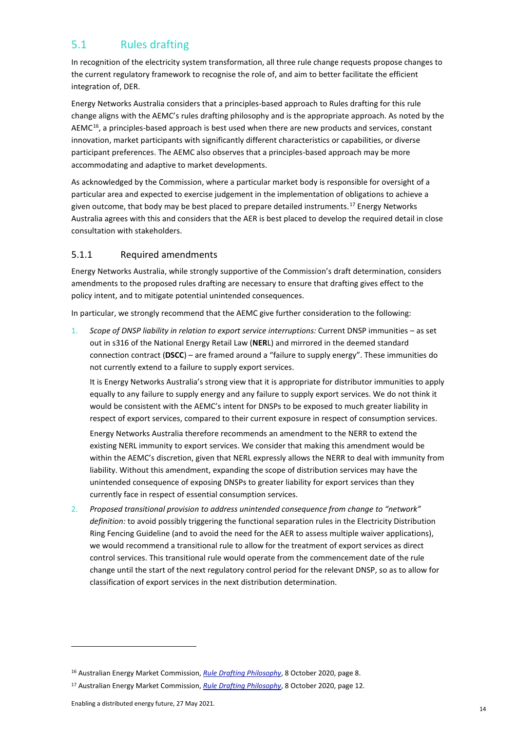## 5.1 Rules drafting

In recognition of the electricity system transformation, all three rule change requests propose changes to the current regulatory framework to recognise the role of, and aim to better facilitate the efficient integration of, DER.

Energy Networks Australia considers that a principles-based approach to Rules drafting for this rule change aligns with the AEMC's rules drafting philosophy and is the appropriate approach. As noted by the AEMC[16], a principles-based approach is best used when there are new products and services, constant innovation, market participants with significantly different characteristics or capabilities, or diverse participant preferences. The AEMC also observes that a principles-based approach may be more accommodating and adaptive to market developments.

As acknowledged by the Commission, where a particular market body is responsible for oversight of a particular area and expected to exercise judgement in the implementation of obligations to achieve a given outcome, that body may be best placed to prepare detailed instruments.[17] Energy Networks Australia agrees with this and considers that the AER is best placed to develop the required detail in close consultation with stakeholders.

### 5.1.1 Required amendments

Energy Networks Australia, while strongly supportive of the Commission's draft determination, considers amendments to the proposed rules drafting are necessary to ensure that drafting gives effect to the policy intent, and to mitigate potential unintended consequences.

In particular, we strongly recommend that the AEMC give further consideration to the following:

1. *Scope of DNSP liability in relation to export service interruptions:* Current DNSP immunities – as set out in s316 of the National Energy Retail Law (**NER**L) and mirrored in the deemed standard connection contract (**DSCC**) – are framed around a "failure to supply energy". These immunities do not currently extend to a failure to supply export services.

   It is Energy Networks Australia's strong view that it is appropriate for distributor immunities to apply equally to any failure to supply energy and any failure to supply export services. We do not think it would be consistent with the AEMC's intent for DNSPs to be exposed to much greater liability in respect of export services, compared to their current exposure in respect of consumption services.

   Energy Networks Australia therefore recommends an amendment to the NERR to extend the existing NERL immunity to export services. We consider that making this amendment would be within the AEMC's discretion, given that NERL expressly allows the NERR to deal with immunity from liability. Without this amendment, expanding the scope of distribution services may have the unintended consequence of exposing DNSPs to greater liability for export services than they currently face in respect of essential consumption services.

2. *Proposed transitional provision to address unintended consequence from change to "network" definition:* to avoid possibly triggering the functional separation rules in the Electricity Distribution Ring Fencing Guideline (and to avoid the need for the AER to assess multiple waiver applications), we would recommend a transitional rule to allow for the treatment of export services as direct control services. This transitional rule would operate from the commencement date of the rule change until the start of the next regulatory control period for the relevant DNSP, so as to allow for classification of export services in the next distribution determination.

---

[16] Australian Energy Market Commission, *Rule Drafting Philosophy*, 8 October 2020, page 8.

[17] Australian Energy Market Commission, *Rule Drafting Philosophy*, 8 October 2020, page 12.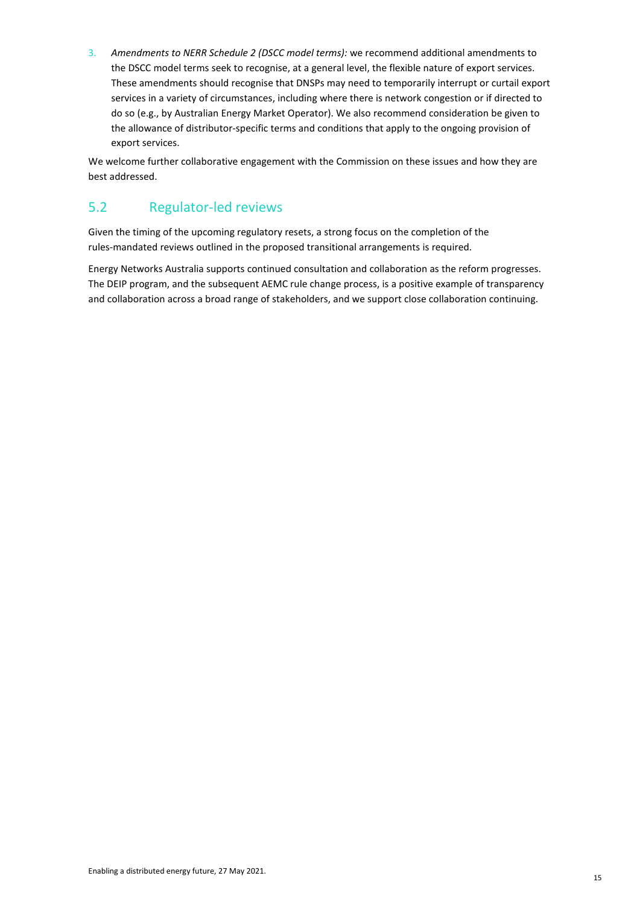3. *Amendments to NERR Schedule 2 (DSCC model terms):* we recommend additional amendments to the DSCC model terms seek to recognise, at a general level, the flexible nature of export services. These amendments should recognise that DNSPs may need to temporarily interrupt or curtail export services in a variety of circumstances, including where there is network congestion or if directed to do so (e.g., by Australian Energy Market Operator). We also recommend consideration be given to the allowance of distributor-specific terms and conditions that apply to the ongoing provision of export services.

We welcome further collaborative engagement with the Commission on these issues and how they are best addressed.

## 5.2 Regulator-led reviews

Given the timing of the upcoming regulatory resets, a strong focus on the completion of the rules-mandated reviews outlined in the proposed transitional arrangements is required.

Energy Networks Australia supports continued consultation and collaboration as the reform progresses. The DEIP program, and the subsequent AEMC rule change process, is a positive example of transparency and collaboration across a broad range of stakeholders, and we support close collaboration continuing.